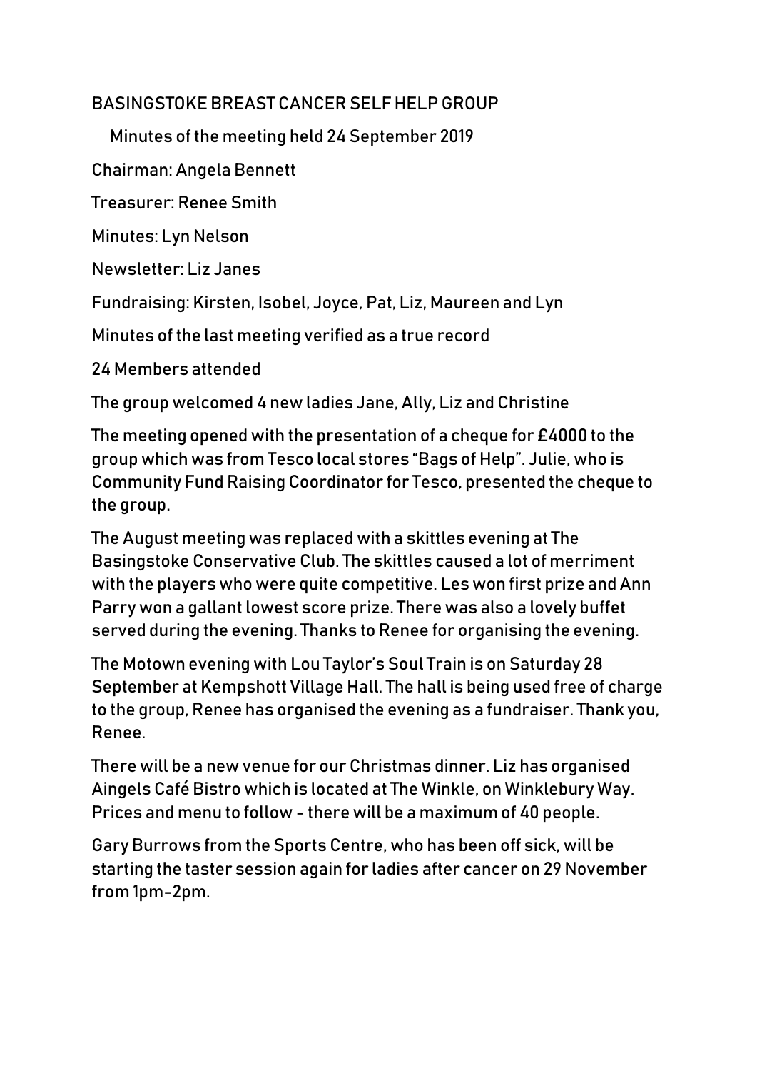# BASINGSTOKE BREAST CANCER SELF HELP GROUP

## Minutes of the meeting held 24 September 2019

Chairman: Angela Bennett

Treasurer: Renee Smith

Minutes: Lyn Nelson

Newsletter: Liz Janes

Fundraising: Kirsten, Isobel, Joyce, Pat, Liz, Maureen and Lyn

Minutes of the last meeting verified as a true record

24 Members attended

The group welcomed 4 new ladies Jane, Ally, Liz and Christine

The meeting opened with the presentation of a cheque for £4000 to the group which was from Tesco local stores "Bags of Help". Julie, who is Community Fund Raising Coordinator for Tesco, presented the cheque to the group.

The August meeting was replaced with a skittles evening at The Basingstoke Conservative Club. The skittles caused a lot of merriment with the players who were quite competitive. Les won first prize and Ann Parry won a gallant lowest score prize. There was also a lovely buffet served during the evening. Thanks to Renee for organising the evening.

The Motown evening with Lou Taylor's Soul Train is on Saturday 28 September at Kempshott Village Hall. The hall is being used free of charge to the group, Renee has organised the evening as a fundraiser. Thank you, Renee.

There will be a new venue for our Christmas dinner. Liz has organised Aingels Café Bistro which is located at The Winkle, on Winklebury Way. Prices and menu to follow - there will be a maximum of 40 people.

Gary Burrows from the Sports Centre, who has been off sick, will be starting the taster session again for ladies after cancer on 29 November from 1pm-2pm.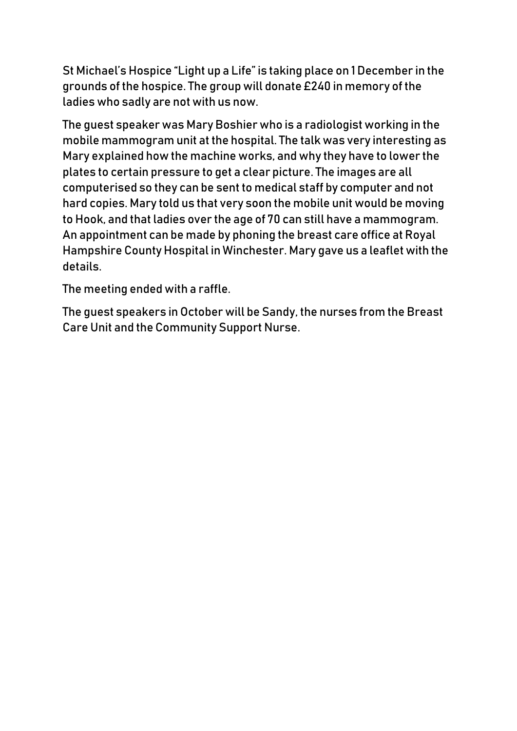St Michael's Hospice "Light up a Life" is taking place on 1 December in the grounds of the hospice. The group will donate £240 in memory of the ladies who sadly are not with us now.

The guest speaker was Mary Boshier who is a radiologist working in the mobile mammogram unit at the hospital. The talk was very interesting as Mary explained how the machine works, and why they have to lower the plates to certain pressure to get a clear picture. The images are all computerised so they can be sent to medical staff by computer and not hard copies. Mary told us that very soon the mobile unit would be moving to Hook, and that ladies over the age of 70 can still have a mammogram. An appointment can be made by phoning the breast care office at Royal Hampshire County Hospital in Winchester. Mary gave us a leaflet with the details.

The meeting ended with a raffle.

The guest speakers in October will be Sandy, the nurses from the Breast Care Unit and the Community Support Nurse.